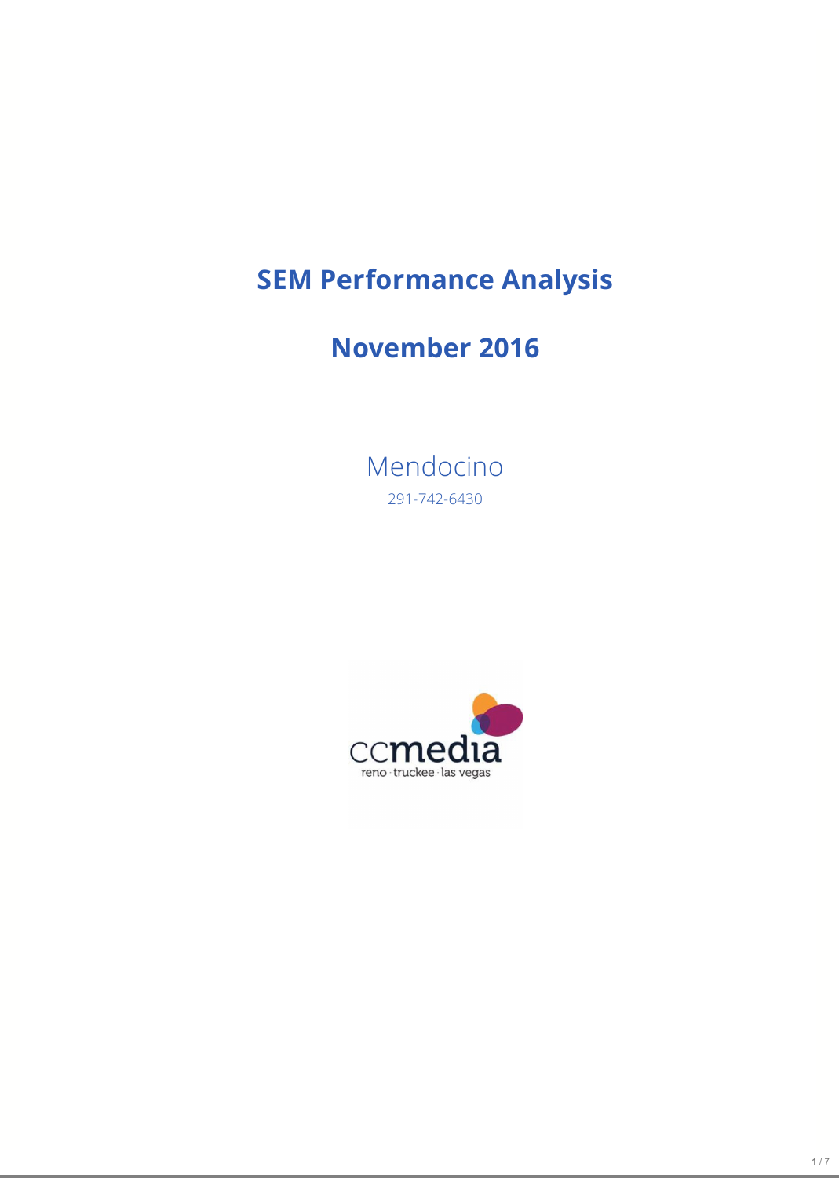# SEM Performance Analysis

# November 2016

Mendocino

291-742-6430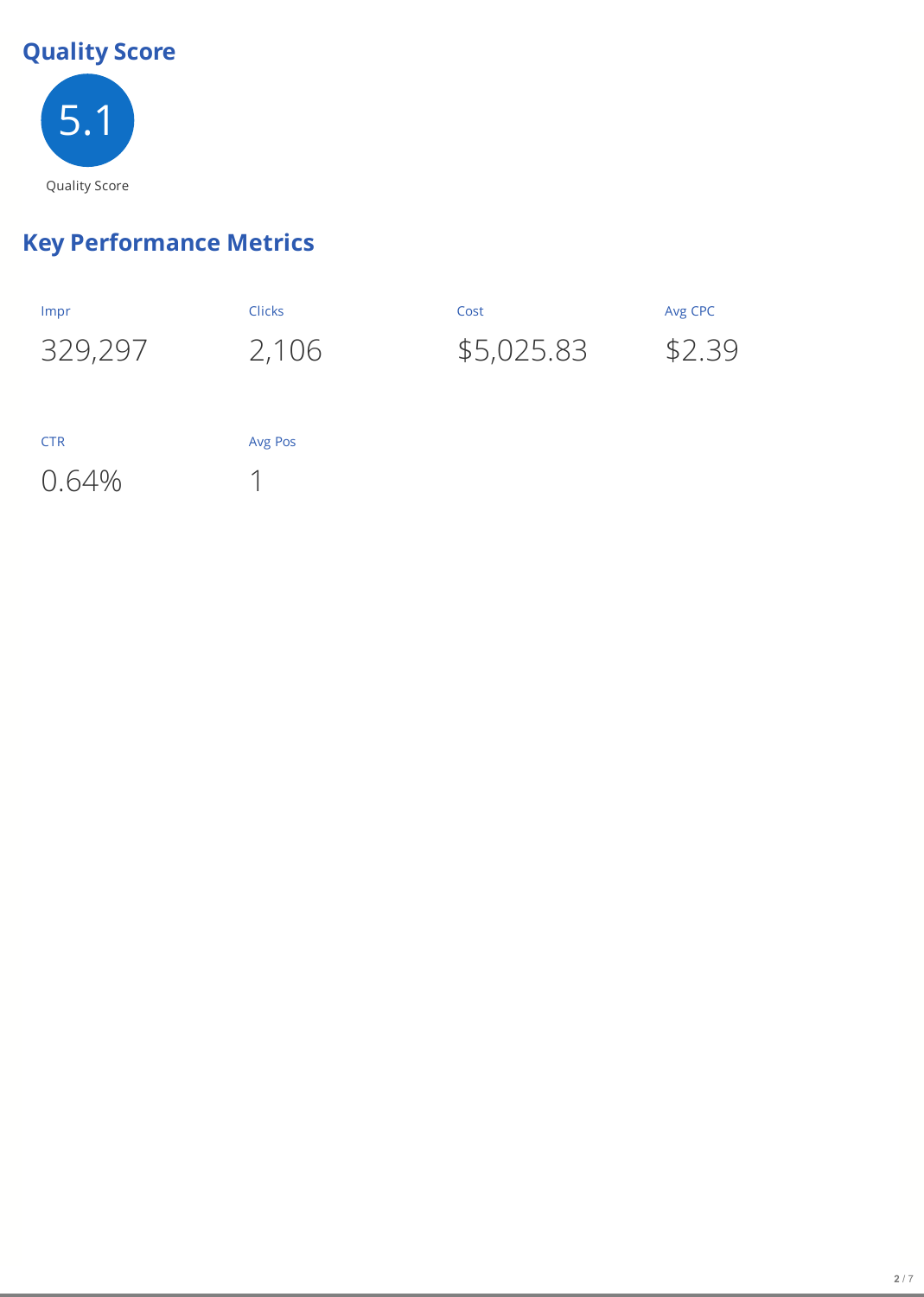## Quality Score

5.1

Quality Score

## Key Performance Metrics

| Impr | Clicks | Cost | Avg CPC |
|---|---|---|---|
| 329,297 | 2,106 | $5,025.83 | $2.39 |

| CTR | Avg Pos |
|---|---|
| 0.64% | 1 |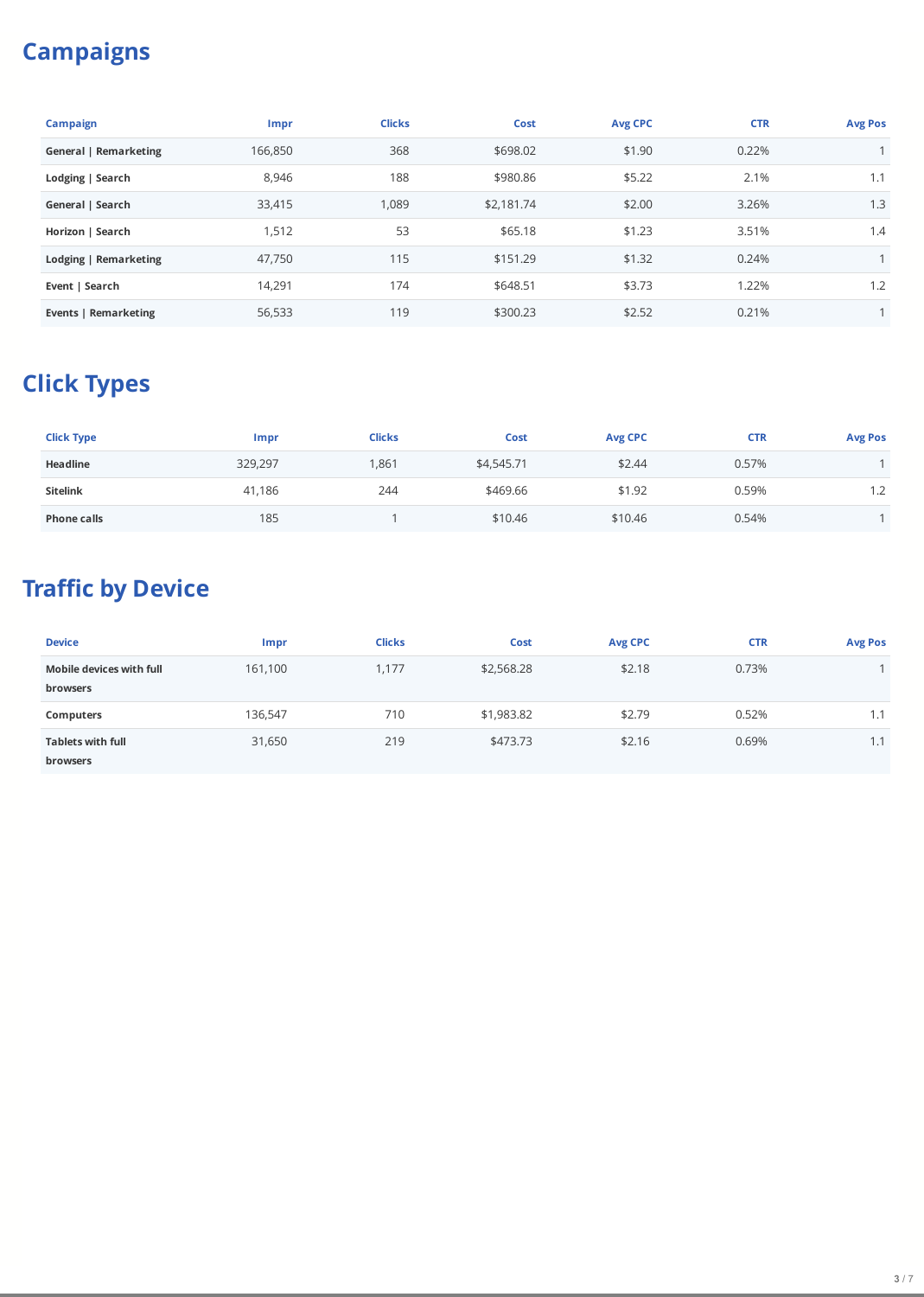# Campaigns

| Campaign | Impr | Clicks | Cost | Avg CPC | CTR | Avg Pos |
| --- | --- | --- | --- | --- | --- | --- |
| **General \| Remarketing** | 166,850 | 368 | $698.02 | $1.90 | 0.22% | 1 |
| **Lodging \| Search** | 8,946 | 188 | $980.86 | $5.22 | 2.1% | 1.1 |
| **General \| Search** | 33,415 | 1,089 | $2,181.74 | $2.00 | 3.26% | 1.3 |
| **Horizon \| Search** | 1,512 | 53 | $65.18 | $1.23 | 3.51% | 1.4 |
| **Lodging \| Remarketing** | 47,750 | 115 | $151.29 | $1.32 | 0.24% | 1 |
| **Event \| Search** | 14,291 | 174 | $648.51 | $3.73 | 1.22% | 1.2 |
| **Events \| Remarketing** | 56,533 | 119 | $300.23 | $2.52 | 0.21% | 1 |

# Click Types

| Click Type | Impr | Clicks | Cost | Avg CPC | CTR | Avg Pos |
| --- | --- | --- | --- | --- | --- | --- |
| **Headline** | 329,297 | 1,861 | $4,545.71 | $2.44 | 0.57% | 1 |
| **Sitelink** | 41,186 | 244 | $469.66 | $1.92 | 0.59% | 1.2 |
| **Phone calls** | 185 | 1 | $10.46 | $10.46 | 0.54% | 1 |

# Traffic by Device

| Device | Impr | Clicks | Cost | Avg CPC | CTR | Avg Pos |
| --- | --- | --- | --- | --- | --- | --- |
| **Mobile devices with full browsers** | 161,100 | 1,177 | $2,568.28 | $2.18 | 0.73% | 1 |
| **Computers** | 136,547 | 710 | $1,983.82 | $2.79 | 0.52% | 1.1 |
| **Tablets with full browsers** | 31,650 | 219 | $473.73 | $2.16 | 0.69% | 1.1 |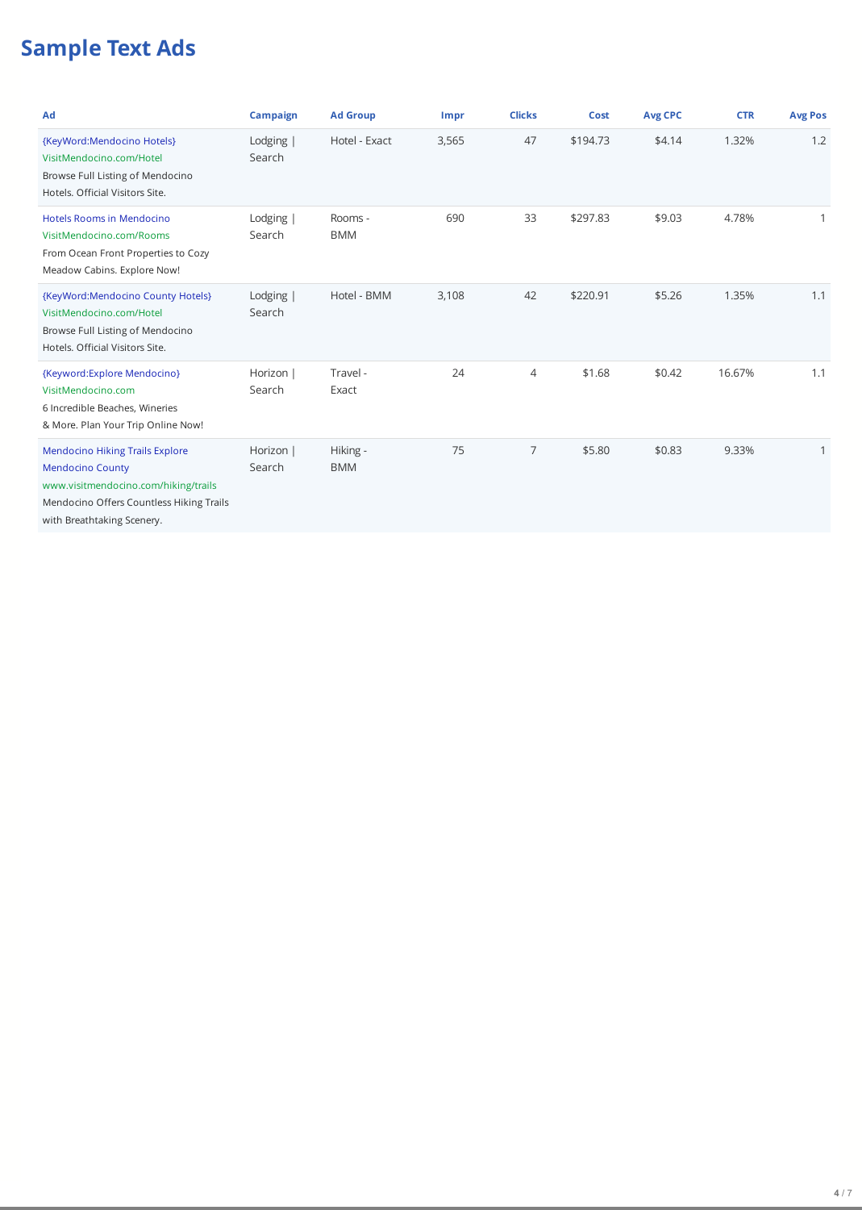# Sample Text Ads

| Ad | Campaign | Ad Group | Impr | Clicks | Cost | Avg CPC | CTR | Avg Pos |
|---|---|---|---|---|---|---|---|---|
| {KeyWord:Mendocino Hotels} VisitMendocino.com/Hotel Browse Full Listing of Mendocino Hotels. Official Visitors Site. | Lodging \| Search | Hotel - Exact | 3,565 | 47 | $194.73 | $4.14 | 1.32% | 1.2 |
| Hotels Rooms in Mendocino VisitMendocino.com/Rooms From Ocean Front Properties to Cozy Meadow Cabins. Explore Now! | Lodging \| Search | Rooms - BMM | 690 | 33 | $297.83 | $9.03 | 4.78% | 1 |
| {KeyWord:Mendocino County Hotels} VisitMendocino.com/Hotel Browse Full Listing of Mendocino Hotels. Official Visitors Site. | Lodging \| Search | Hotel - BMM | 3,108 | 42 | $220.91 | $5.26 | 1.35% | 1.1 |
| {Keyword:Explore Mendocino} VisitMendocino.com 6 Incredible Beaches, Wineries & More. Plan Your Trip Online Now! | Horizon \| Search | Travel - Exact | 24 | 4 | $1.68 | $0.42 | 16.67% | 1.1 |
| Mendocino Hiking Trails Explore Mendocino County www.visitmendocino.com/hiking/trails Mendocino Offers Countless Hiking Trails with Breathtaking Scenery. | Horizon \| Search | Hiking - BMM | 75 | 7 | $5.80 | $0.83 | 9.33% | 1 |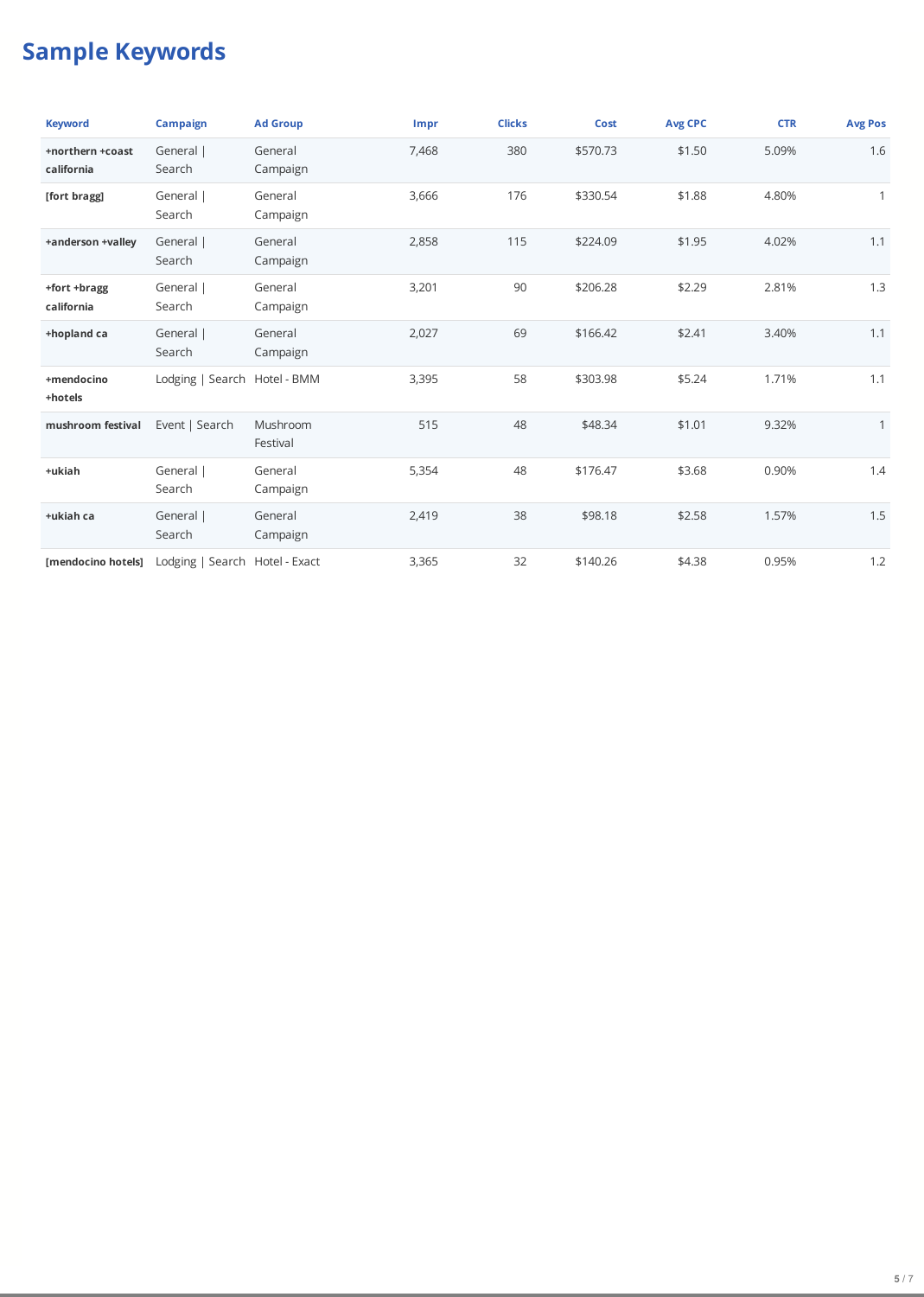# Sample Keywords

| Keyword | Campaign | Ad Group | Impr | Clicks | Cost | Avg CPC | CTR | Avg Pos |
|---|---|---|---|---|---|---|---|---|
| **+northern +coast california** | General \| Search | General Campaign | 7,468 | 380 | $570.73 | $1.50 | 5.09% | 1.6 |
| **[fort bragg]** | General \| Search | General Campaign | 3,666 | 176 | $330.54 | $1.88 | 4.80% | 1 |
| **+anderson +valley** | General \| Search | General Campaign | 2,858 | 115 | $224.09 | $1.95 | 4.02% | 1.1 |
| **+fort +bragg california** | General \| Search | General Campaign | 3,201 | 90 | $206.28 | $2.29 | 2.81% | 1.3 |
| **+hopland ca** | General \| Search | General Campaign | 2,027 | 69 | $166.42 | $2.41 | 3.40% | 1.1 |
| **+mendocino +hotels** | Lodging \| Search | Hotel - BMM | 3,395 | 58 | $303.98 | $5.24 | 1.71% | 1.1 |
| **mushroom festival** | Event \| Search | Mushroom Festival | 515 | 48 | $48.34 | $1.01 | 9.32% | 1 |
| **+ukiah** | General \| Search | General Campaign | 5,354 | 48 | $176.47 | $3.68 | 0.90% | 1.4 |
| **+ukiah ca** | General \| Search | General Campaign | 2,419 | 38 | $98.18 | $2.58 | 1.57% | 1.5 |
| **[mendocino hotels]** | Lodging \| Search | Hotel - Exact | 3,365 | 32 | $140.26 | $4.38 | 0.95% | 1.2 |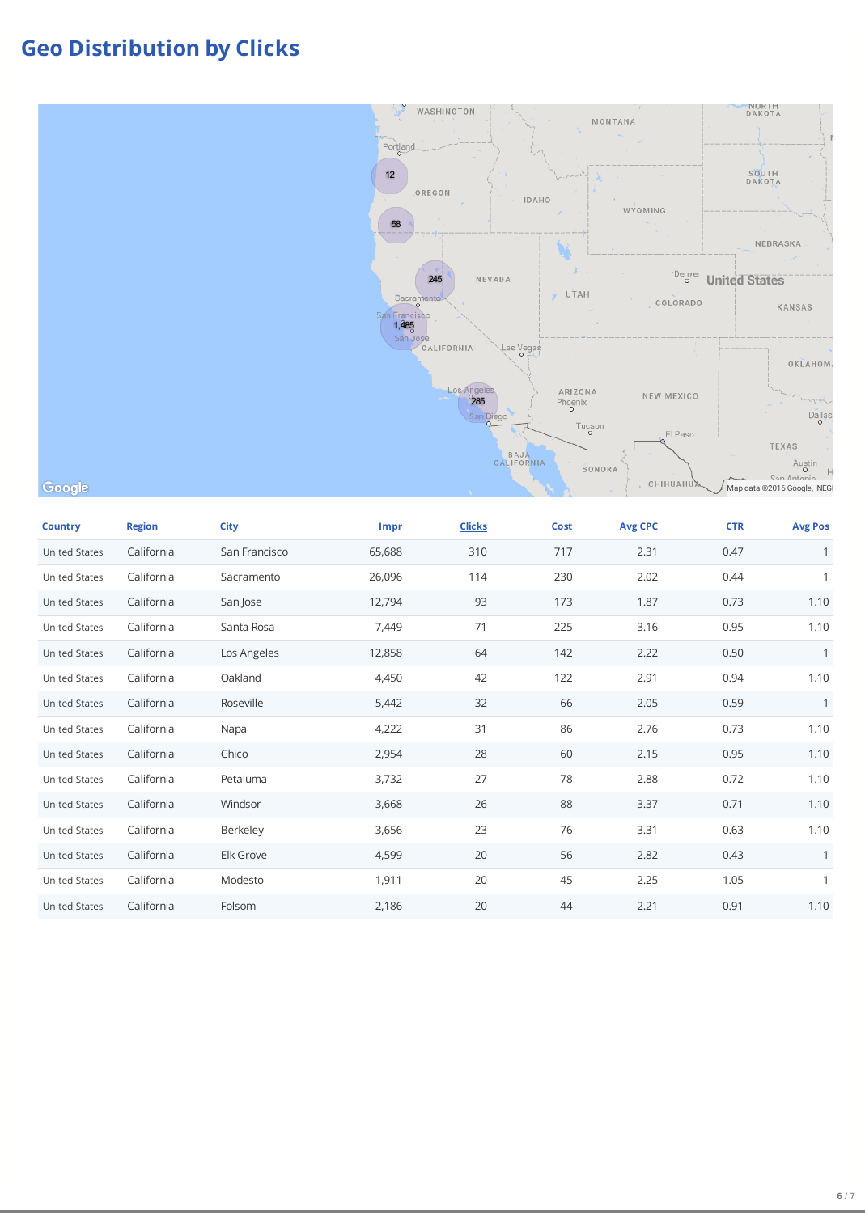# Geo Distribution by Clicks

| Country | Region | City | Impr | Clicks | Cost | Avg CPC | CTR | Avg Pos |
|---|---|---|---|---|---|---|---|---|
| United States | California | San Francisco | 65,688 | 310 | 717 | 2.31 | 0.47 | 1 |
| United States | California | Sacramento | 26,096 | 114 | 230 | 2.02 | 0.44 | 1 |
| United States | California | San Jose | 12,794 | 93 | 173 | 1.87 | 0.73 | 1.10 |
| United States | California | Santa Rosa | 7,449 | 71 | 225 | 3.16 | 0.95 | 1.10 |
| United States | California | Los Angeles | 12,858 | 64 | 142 | 2.22 | 0.50 | 1 |
| United States | California | Oakland | 4,450 | 42 | 122 | 2.91 | 0.94 | 1.10 |
| United States | California | Roseville | 5,442 | 32 | 66 | 2.05 | 0.59 | 1 |
| United States | California | Napa | 4,222 | 31 | 86 | 2.76 | 0.73 | 1.10 |
| United States | California | Chico | 2,954 | 28 | 60 | 2.15 | 0.95 | 1.10 |
| United States | California | Petaluma | 3,732 | 27 | 78 | 2.88 | 0.72 | 1.10 |
| United States | California | Windsor | 3,668 | 26 | 88 | 3.37 | 0.71 | 1.10 |
| United States | California | Berkeley | 3,656 | 23 | 76 | 3.31 | 0.63 | 1.10 |
| United States | California | Elk Grove | 4,599 | 20 | 56 | 2.82 | 0.43 | 1 |
| United States | California | Modesto | 1,911 | 20 | 45 | 2.25 | 1.05 | 1 |
| United States | California | Folsom | 2,186 | 20 | 44 | 2.21 | 0.91 | 1.10 |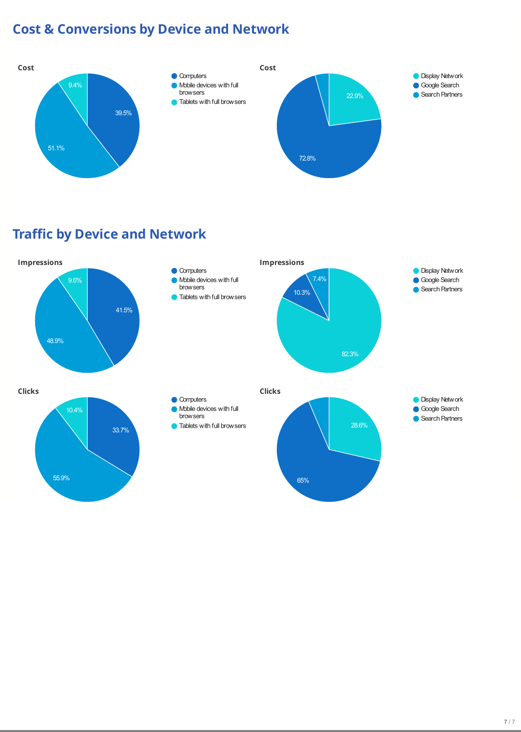## Cost & Conversions by Device and Network

**Cost**

39.5%
51.1%
9.4%

- Computers
- Mobile devices with full browsers
- Tablets with full browsers

**Cost**

22.9%
72.8%

- Display Network
- Google Search
- Search Partners

## Traffic by Device and Network

**Impressions**

41.5%
48.9%
9.6%

- Computers
- Mobile devices with full browsers
- Tablets with full browsers

**Impressions**

7.4%
10.3%
82.3%

- Display Network
- Google Search
- Search Partners

**Clicks**

33.7%
55.9%
10.4%

- Computers
- Mobile devices with full browsers
- Tablets with full browsers

**Clicks**

28.6%
65%

- Display Network
- Google Search
- Search Partners